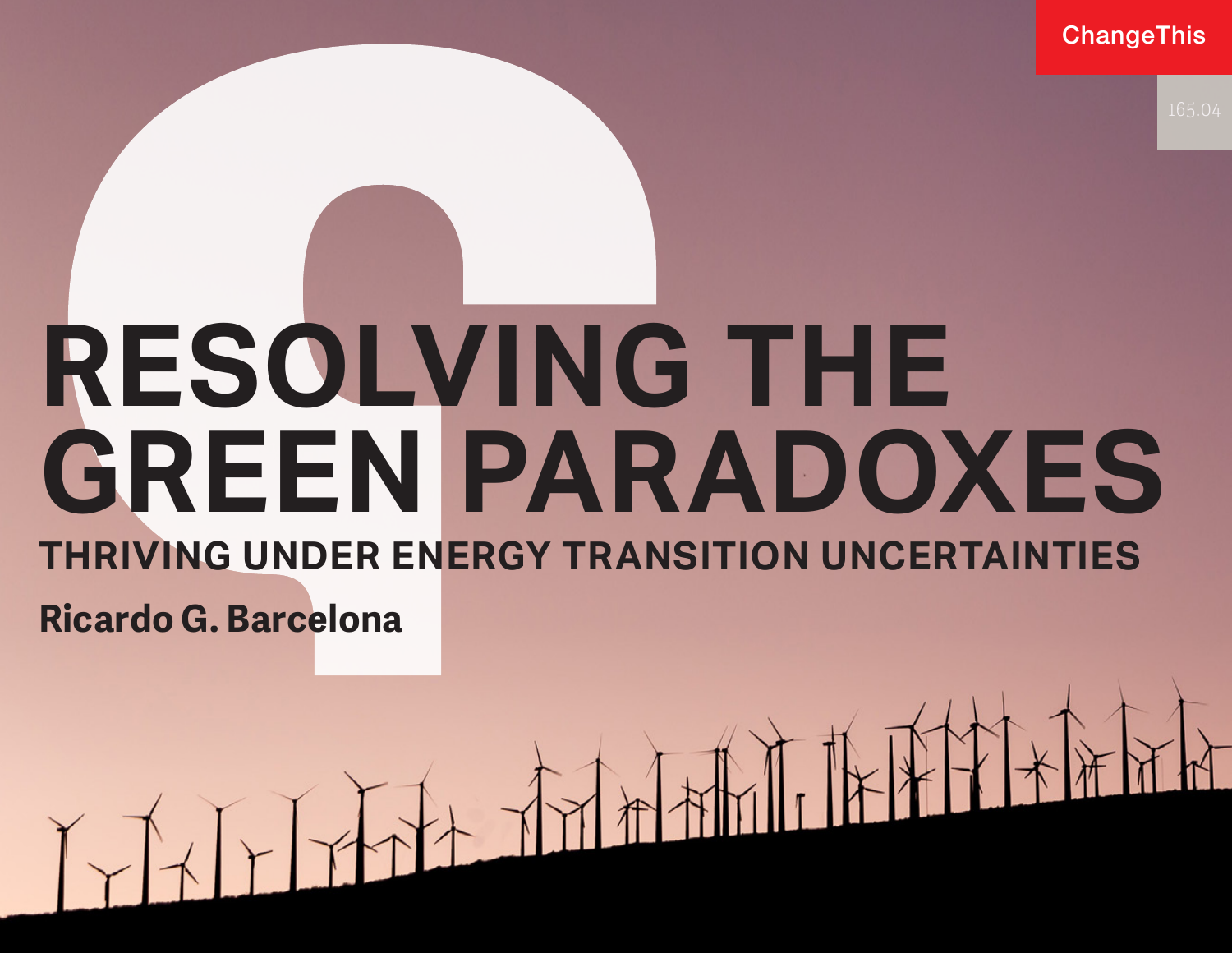# RESOLVING THE GREEN PARADOXES

## THRIVING UNDER ENERGY TRANSITION UNCERTAINTIES

**Ricardo G. Barcelona**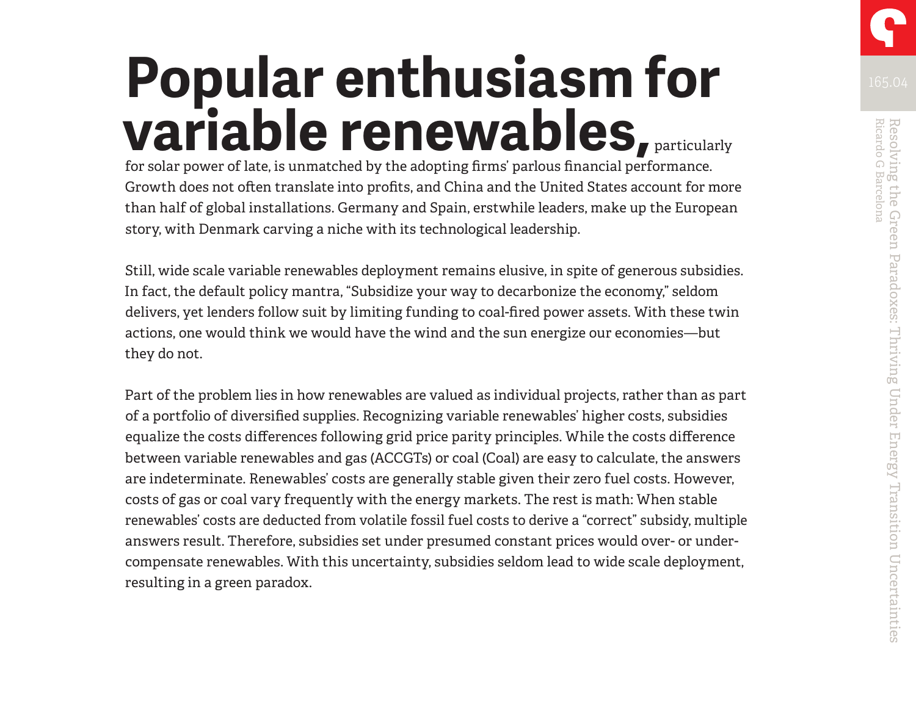**Popular enthusiasm for variable renewables,** particularly for solar power of late, is unmatched by the adopting firms' parlous financial performance. Growth does not often translate into profits, and China and the United States account for more than half of global installations. Germany and Spain, erstwhile leaders, make up the European story, with Denmark carving a niche with its technological leadership.

Still, wide scale variable renewables deployment remains elusive, in spite of generous subsidies. In fact, the default policy mantra, "Subsidize your way to decarbonize the economy," seldom delivers, yet lenders follow suit by limiting funding to coal-fired power assets. With these twin actions, one would think we would have the wind and the sun energize our economies—but they do not.

Part of the problem lies in how renewables are valued as individual projects, rather than as part of a portfolio of diversified supplies. Recognizing variable renewables' higher costs, subsidies equalize the costs differences following grid price parity principles. While the costs difference between variable renewables and gas (ACCGTs) or coal (Coal) are easy to calculate, the answers are indeterminate. Renewables' costs are generally stable given their zero fuel costs. However, costs of gas or coal vary frequently with the energy markets. The rest is math: When stable renewables' costs are deducted from volatile fossil fuel costs to derive a "correct" subsidy, multiple answers result. Therefore, subsidies set under presumed constant prices would over- or under-compensate renewables. With this uncertainty, subsidies seldom lead to wide scale deployment, resulting in a green paradox.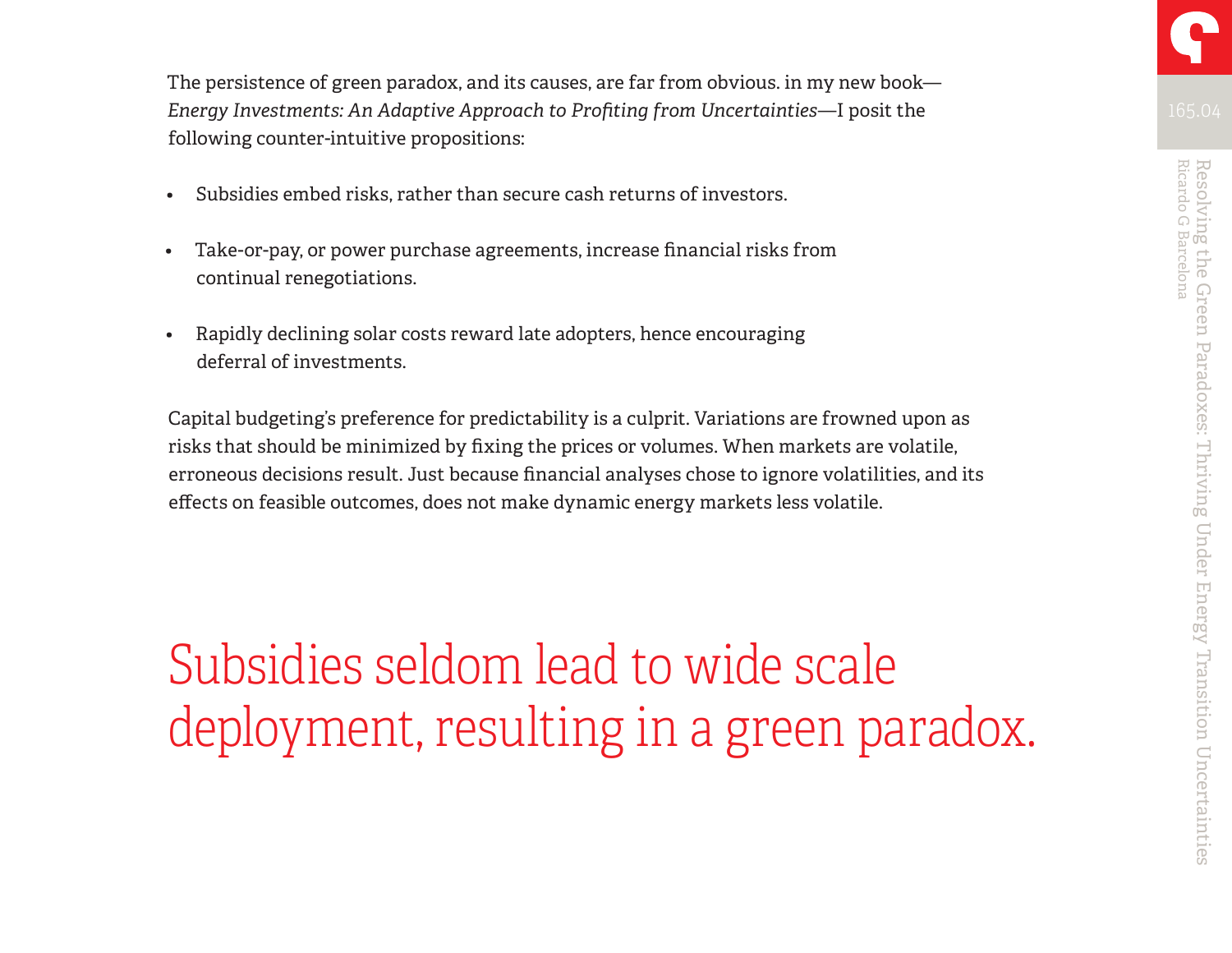The persistence of green paradox, and its causes, are far from obvious. in my new book—*Energy Investments: An Adaptive Approach to Profiting from Uncertainties*—I posit the following counter-intuitive propositions:

- Subsidies embed risks, rather than secure cash returns of investors.
- Take-or-pay, or power purchase agreements, increase financial risks from continual renegotiations.
- Rapidly declining solar costs reward late adopters, hence encouraging deferral of investments.

Capital budgeting's preference for predictability is a culprit. Variations are frowned upon as risks that should be minimized by fixing the prices or volumes. When markets are volatile, erroneous decisions result. Just because financial analyses chose to ignore volatilities, and its effects on feasible outcomes, does not make dynamic energy markets less volatile.

> Subsidies seldom lead to wide scale deployment, resulting in a green paradox.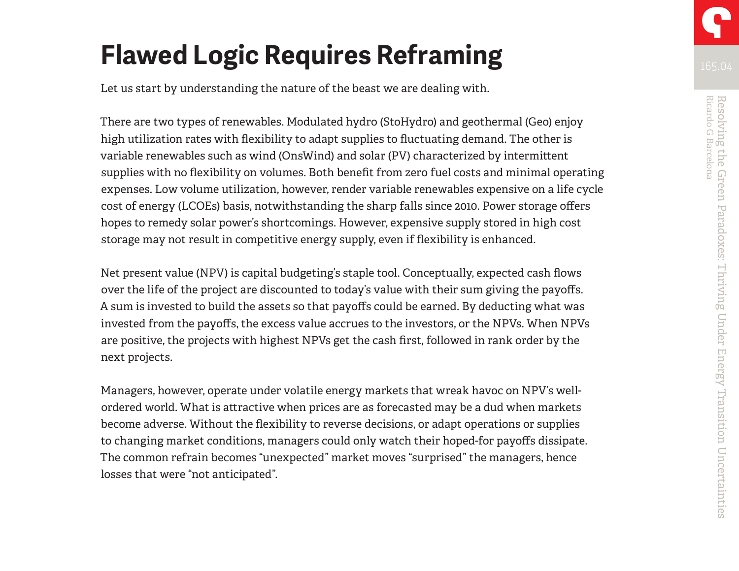# Flawed Logic Requires Reframing

Let us start by understanding the nature of the beast we are dealing with.

There are two types of renewables. Modulated hydro (StoHydro) and geothermal (Geo) enjoy high utilization rates with flexibility to adapt supplies to fluctuating demand. The other is variable renewables such as wind (OnsWind) and solar (PV) characterized by intermittent supplies with no flexibility on volumes. Both benefit from zero fuel costs and minimal operating expenses. Low volume utilization, however, render variable renewables expensive on a life cycle cost of energy (LCOEs) basis, notwithstanding the sharp falls since 2010. Power storage offers hopes to remedy solar power's shortcomings. However, expensive supply stored in high cost storage may not result in competitive energy supply, even if flexibility is enhanced.

Net present value (NPV) is capital budgeting's staple tool. Conceptually, expected cash flows over the life of the project are discounted to today's value with their sum giving the payoffs. A sum is invested to build the assets so that payoffs could be earned. By deducting what was invested from the payoffs, the excess value accrues to the investors, or the NPVs. When NPVs are positive, the projects with highest NPVs get the cash first, followed in rank order by the next projects.

Managers, however, operate under volatile energy markets that wreak havoc on NPV's well-ordered world. What is attractive when prices are as forecasted may be a dud when markets become adverse. Without the flexibility to reverse decisions, or adapt operations or supplies to changing market conditions, managers could only watch their hoped-for payoffs dissipate. The common refrain becomes "unexpected" market moves "surprised" the managers, hence losses that were "not anticipated".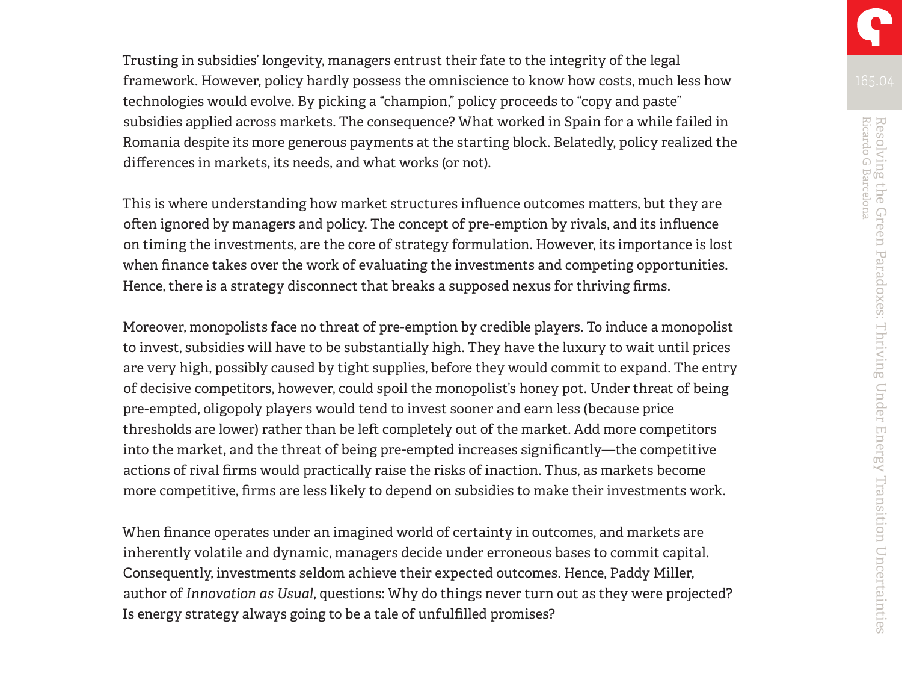Trusting in subsidies' longevity, managers entrust their fate to the integrity of the legal framework. However, policy hardly possess the omniscience to know how costs, much less how technologies would evolve. By picking a "champion," policy proceeds to "copy and paste" subsidies applied across markets. The consequence? What worked in Spain for a while failed in Romania despite its more generous payments at the starting block. Belatedly, policy realized the differences in markets, its needs, and what works (or not).

This is where understanding how market structures influence outcomes matters, but they are often ignored by managers and policy. The concept of pre-emption by rivals, and its influence on timing the investments, are the core of strategy formulation. However, its importance is lost when finance takes over the work of evaluating the investments and competing opportunities. Hence, there is a strategy disconnect that breaks a supposed nexus for thriving firms.

Moreover, monopolists face no threat of pre-emption by credible players. To induce a monopolist to invest, subsidies will have to be substantially high. They have the luxury to wait until prices are very high, possibly caused by tight supplies, before they would commit to expand. The entry of decisive competitors, however, could spoil the monopolist's honey pot. Under threat of being pre-empted, oligopoly players would tend to invest sooner and earn less (because price thresholds are lower) rather than be left completely out of the market. Add more competitors into the market, and the threat of being pre-empted increases significantly—the competitive actions of rival firms would practically raise the risks of inaction. Thus, as markets become more competitive, firms are less likely to depend on subsidies to make their investments work.

When finance operates under an imagined world of certainty in outcomes, and markets are inherently volatile and dynamic, managers decide under erroneous bases to commit capital. Consequently, investments seldom achieve their expected outcomes. Hence, Paddy Miller, author of *Innovation as Usual*, questions: Why do things never turn out as they were projected? Is energy strategy always going to be a tale of unfulfilled promises?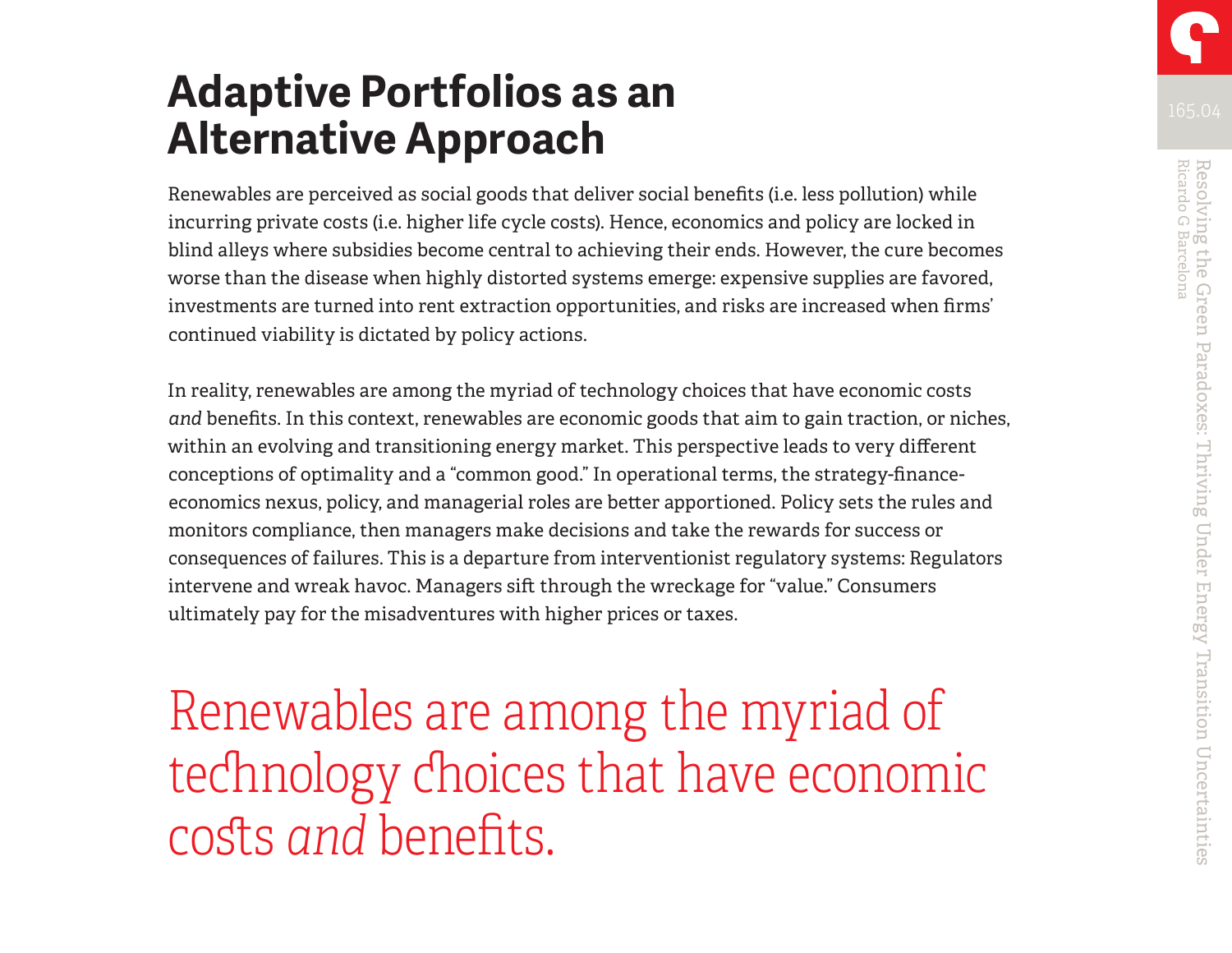# Adaptive Portfolios as an Alternative Approach

Renewables are perceived as social goods that deliver social benefits (i.e. less pollution) while incurring private costs (i.e. higher life cycle costs). Hence, economics and policy are locked in blind alleys where subsidies become central to achieving their ends. However, the cure becomes worse than the disease when highly distorted systems emerge: expensive supplies are favored, investments are turned into rent extraction opportunities, and risks are increased when firms' continued viability is dictated by policy actions.

In reality, renewables are among the myriad of technology choices that have economic costs *and* benefits. In this context, renewables are economic goods that aim to gain traction, or niches, within an evolving and transitioning energy market. This perspective leads to very different conceptions of optimality and a "common good." In operational terms, the strategy-finance-economics nexus, policy, and managerial roles are better apportioned. Policy sets the rules and monitors compliance, then managers make decisions and take the rewards for success or consequences of failures. This is a departure from interventionist regulatory systems: Regulators intervene and wreak havoc. Managers sift through the wreckage for "value." Consumers ultimately pay for the misadventures with higher prices or taxes.

> Renewables are among the myriad of technology choices that have economic costs *and* benefits.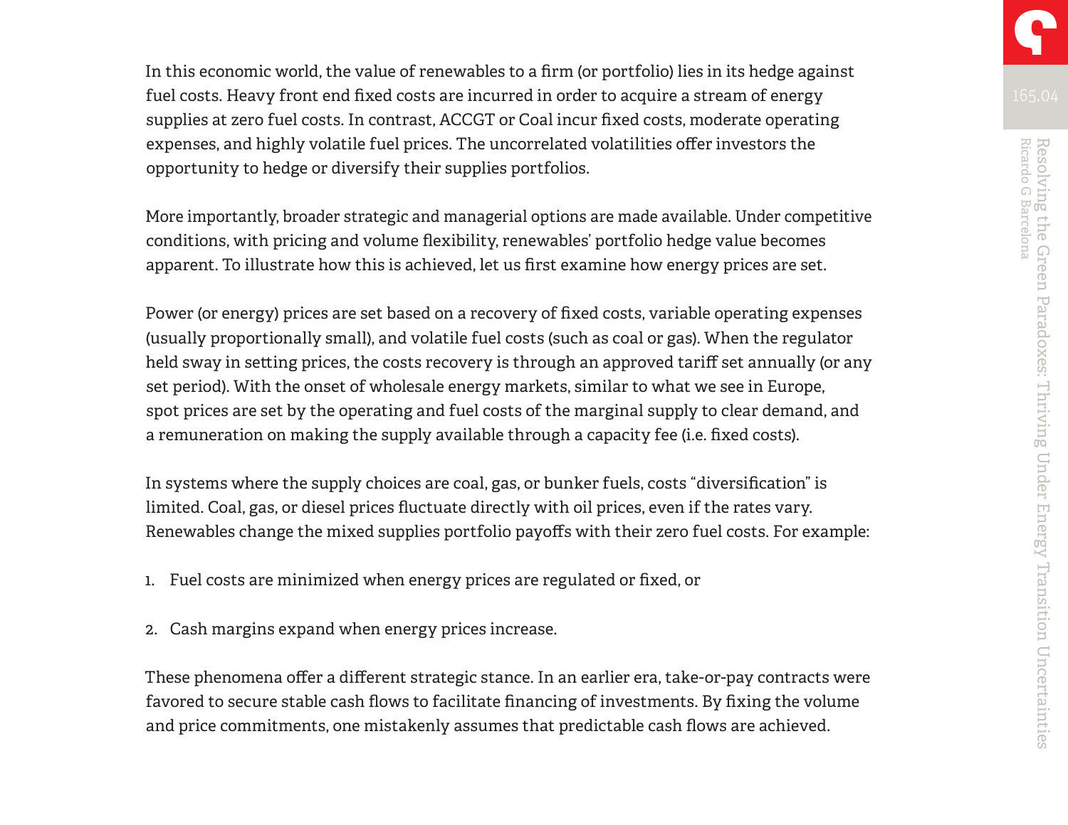In this economic world, the value of renewables to a firm (or portfolio) lies in its hedge against fuel costs. Heavy front end fixed costs are incurred in order to acquire a stream of energy supplies at zero fuel costs. In contrast, ACCGT or Coal incur fixed costs, moderate operating expenses, and highly volatile fuel prices. The uncorrelated volatilities offer investors the opportunity to hedge or diversify their supplies portfolios.

More importantly, broader strategic and managerial options are made available. Under competitive conditions, with pricing and volume flexibility, renewables' portfolio hedge value becomes apparent. To illustrate how this is achieved, let us first examine how energy prices are set.

Power (or energy) prices are set based on a recovery of fixed costs, variable operating expenses (usually proportionally small), and volatile fuel costs (such as coal or gas). When the regulator held sway in setting prices, the costs recovery is through an approved tariff set annually (or any set period). With the onset of wholesale energy markets, similar to what we see in Europe, spot prices are set by the operating and fuel costs of the marginal supply to clear demand, and a remuneration on making the supply available through a capacity fee (i.e. fixed costs).

In systems where the supply choices are coal, gas, or bunker fuels, costs "diversification" is limited. Coal, gas, or diesel prices fluctuate directly with oil prices, even if the rates vary. Renewables change the mixed supplies portfolio payoffs with their zero fuel costs. For example:

1. Fuel costs are minimized when energy prices are regulated or fixed, or

2. Cash margins expand when energy prices increase.

These phenomena offer a different strategic stance. In an earlier era, take-or-pay contracts were favored to secure stable cash flows to facilitate financing of investments. By fixing the volume and price commitments, one mistakenly assumes that predictable cash flows are achieved.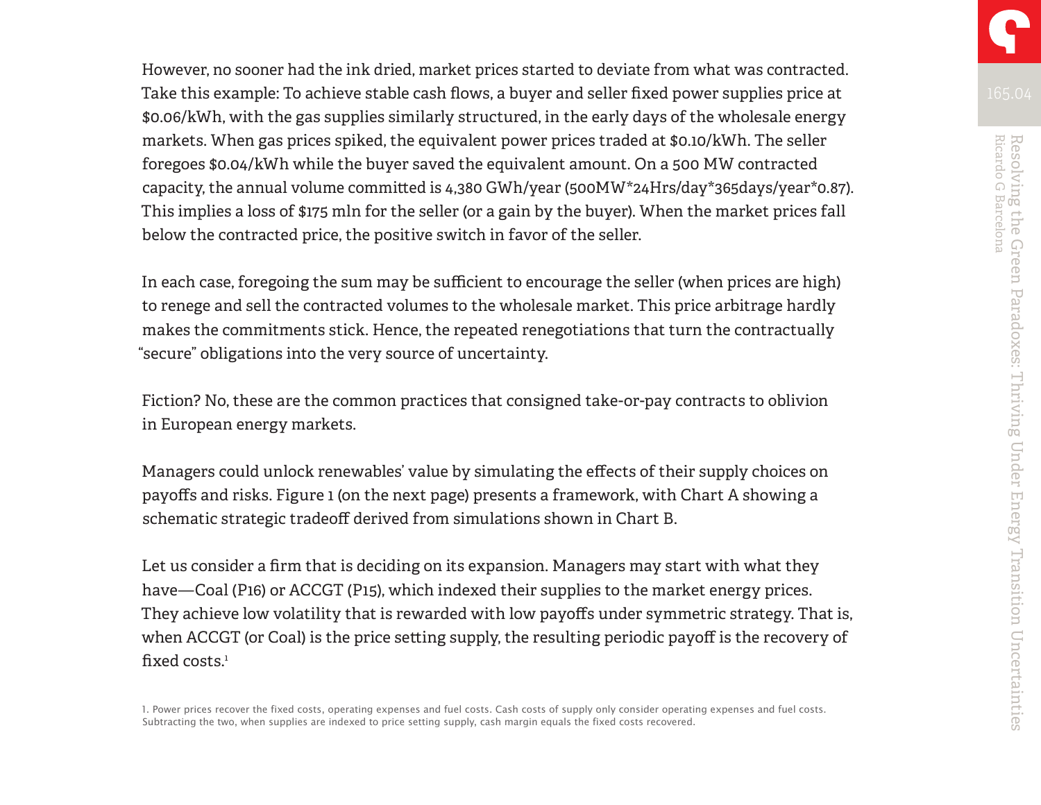However, no sooner had the ink dried, market prices started to deviate from what was contracted. Take this example: To achieve stable cash flows, a buyer and seller fixed power supplies price at $0.06/kWh, with the gas supplies similarly structured, in the early days of the wholesale energy markets. When gas prices spiked, the equivalent power prices traded at $0.10/kWh. The seller foregoes $0.04/kWh while the buyer saved the equivalent amount. On a 500 MW contracted capacity, the annual volume committed is 4,380 GWh/year (500MW*24Hrs/day*365days/year*0.87). This implies a loss of $175 mln for the seller (or a gain by the buyer). When the market prices fall below the contracted price, the positive switch in favor of the seller.

In each case, foregoing the sum may be sufficient to encourage the seller (when prices are high) to renege and sell the contracted volumes to the wholesale market. This price arbitrage hardly makes the commitments stick. Hence, the repeated renegotiations that turn the contractually "secure" obligations into the very source of uncertainty.

Fiction? No, these are the common practices that consigned take-or-pay contracts to oblivion in European energy markets.

Managers could unlock renewables' value by simulating the effects of their supply choices on payoffs and risks. Figure 1 (on the next page) presents a framework, with Chart A showing a schematic strategic tradeoff derived from simulations shown in Chart B.

Let us consider a firm that is deciding on its expansion. Managers may start with what they have—Coal (P16) or ACCGT (P15), which indexed their supplies to the market energy prices. They achieve low volatility that is rewarded with low payoffs under symmetric strategy. That is, when ACCGT (or Coal) is the price setting supply, the resulting periodic payoff is the recovery of fixed costs.[1]

1. Power prices recover the fixed costs, operating expenses and fuel costs. Cash costs of supply only consider operating expenses and fuel costs. Subtracting the two, when supplies are indexed to price setting supply, cash margin equals the fixed costs recovered.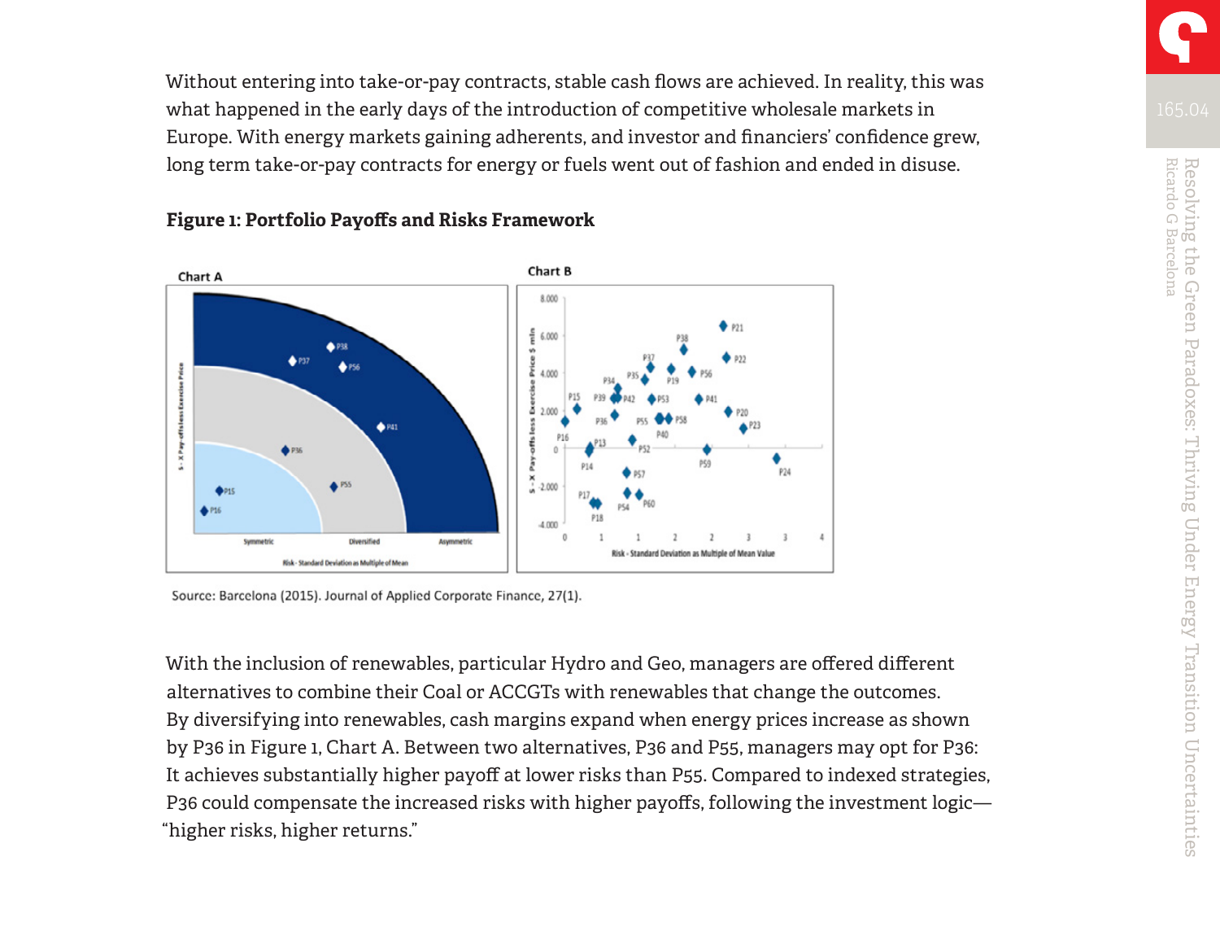Without entering into take-or-pay contracts, stable cash flows are achieved. In reality, this was what happened in the early days of the introduction of competitive wholesale markets in Europe. With energy markets gaining adherents, and investor and financiers' confidence grew, long term take-or-pay contracts for energy or fuels went out of fashion and ended in disuse.

**Figure 1: Portfolio Payoffs and Risks Framework**

Source: Barcelona (2015). Journal of Applied Corporate Finance, 27(1).

With the inclusion of renewables, particular Hydro and Geo, managers are offered different alternatives to combine their Coal or ACCGTs with renewables that change the outcomes. By diversifying into renewables, cash margins expand when energy prices increase as shown by P36 in Figure 1, Chart A. Between two alternatives, P36 and P55, managers may opt for P36: It achieves substantially higher payoff at lower risks than P55. Compared to indexed strategies, P36 could compensate the increased risks with higher payoffs, following the investment logic—"higher risks, higher returns."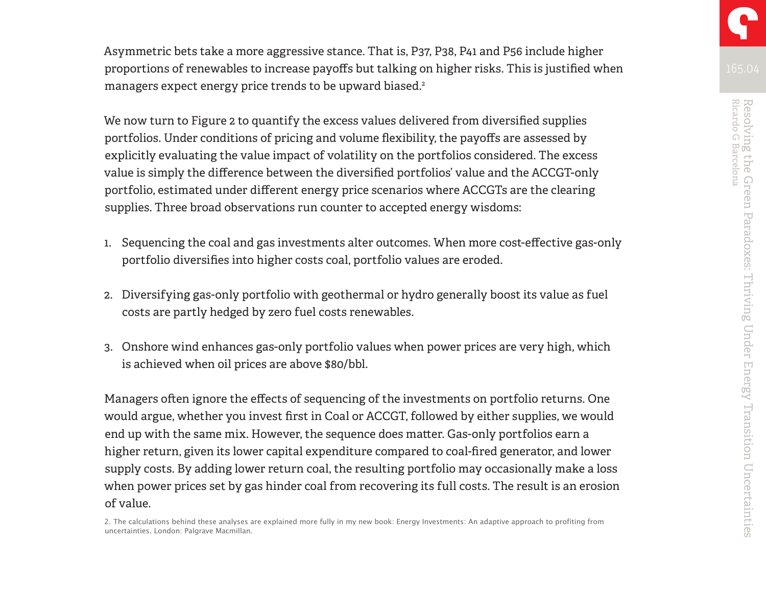Asymmetric bets take a more aggressive stance. That is, P37, P38, P41 and P56 include higher proportions of renewables to increase payoffs but talking on higher risks. This is justified when managers expect energy price trends to be upward biased.[2]

We now turn to Figure 2 to quantify the excess values delivered from diversified supplies portfolios. Under conditions of pricing and volume flexibility, the payoffs are assessed by explicitly evaluating the value impact of volatility on the portfolios considered. The excess value is simply the difference between the diversified portfolios' value and the ACCGT-only portfolio, estimated under different energy price scenarios where ACCGTs are the clearing supplies. Three broad observations run counter to accepted energy wisdoms:

1. Sequencing the coal and gas investments alter outcomes. When more cost-effective gas-only portfolio diversifies into higher costs coal, portfolio values are eroded.

2. Diversifying gas-only portfolio with geothermal or hydro generally boost its value as fuel costs are partly hedged by zero fuel costs renewables.

3. Onshore wind enhances gas-only portfolio values when power prices are very high, which is achieved when oil prices are above $80/bbl.

Managers often ignore the effects of sequencing of the investments on portfolio returns. One would argue, whether you invest first in Coal or ACCGT, followed by either supplies, we would end up with the same mix. However, the sequence does matter. Gas-only portfolios earn a higher return, given its lower capital expenditure compared to coal-fired generator, and lower supply costs. By adding lower return coal, the resulting portfolio may occasionally make a loss when power prices set by gas hinder coal from recovering its full costs. The result is an erosion of value.

2. The calculations behind these analyses are explained more fully in my new book: Energy Investments: An adaptive approach to profiting from uncertainties. London: Palgrave Macmillan.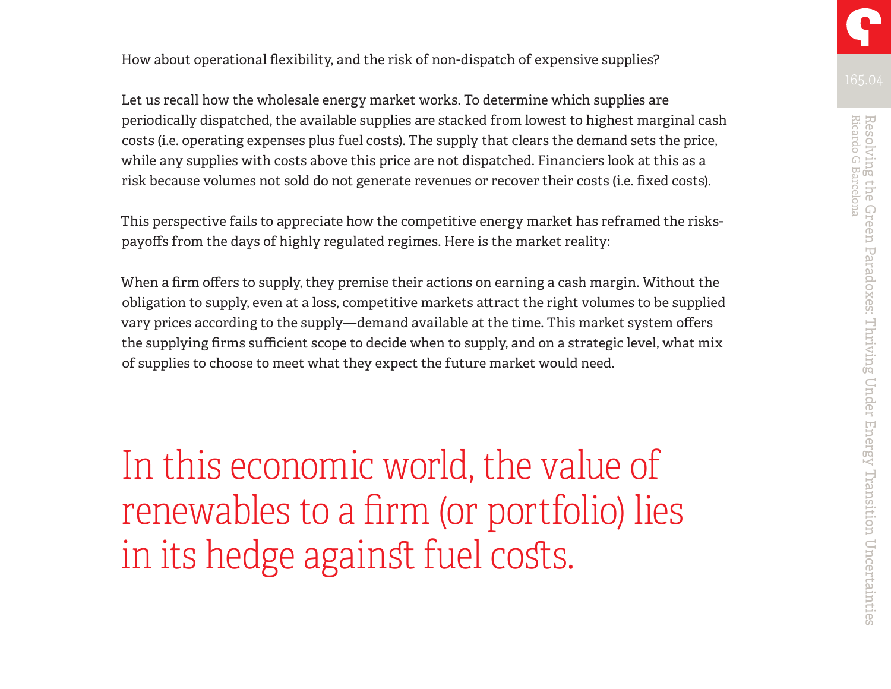How about operational flexibility, and the risk of non-dispatch of expensive supplies?

Let us recall how the wholesale energy market works. To determine which supplies are periodically dispatched, the available supplies are stacked from lowest to highest marginal cash costs (i.e. operating expenses plus fuel costs). The supply that clears the demand sets the price, while any supplies with costs above this price are not dispatched. Financiers look at this as a risk because volumes not sold do not generate revenues or recover their costs (i.e. fixed costs).

This perspective fails to appreciate how the competitive energy market has reframed the risks-payoffs from the days of highly regulated regimes. Here is the market reality:

When a firm offers to supply, they premise their actions on earning a cash margin. Without the obligation to supply, even at a loss, competitive markets attract the right volumes to be supplied vary prices according to the supply—demand available at the time. This market system offers the supplying firms sufficient scope to decide when to supply, and on a strategic level, what mix of supplies to choose to meet what they expect the future market would need.

> In this economic world, the value of renewables to a firm (or portfolio) lies in its hedge against fuel costs.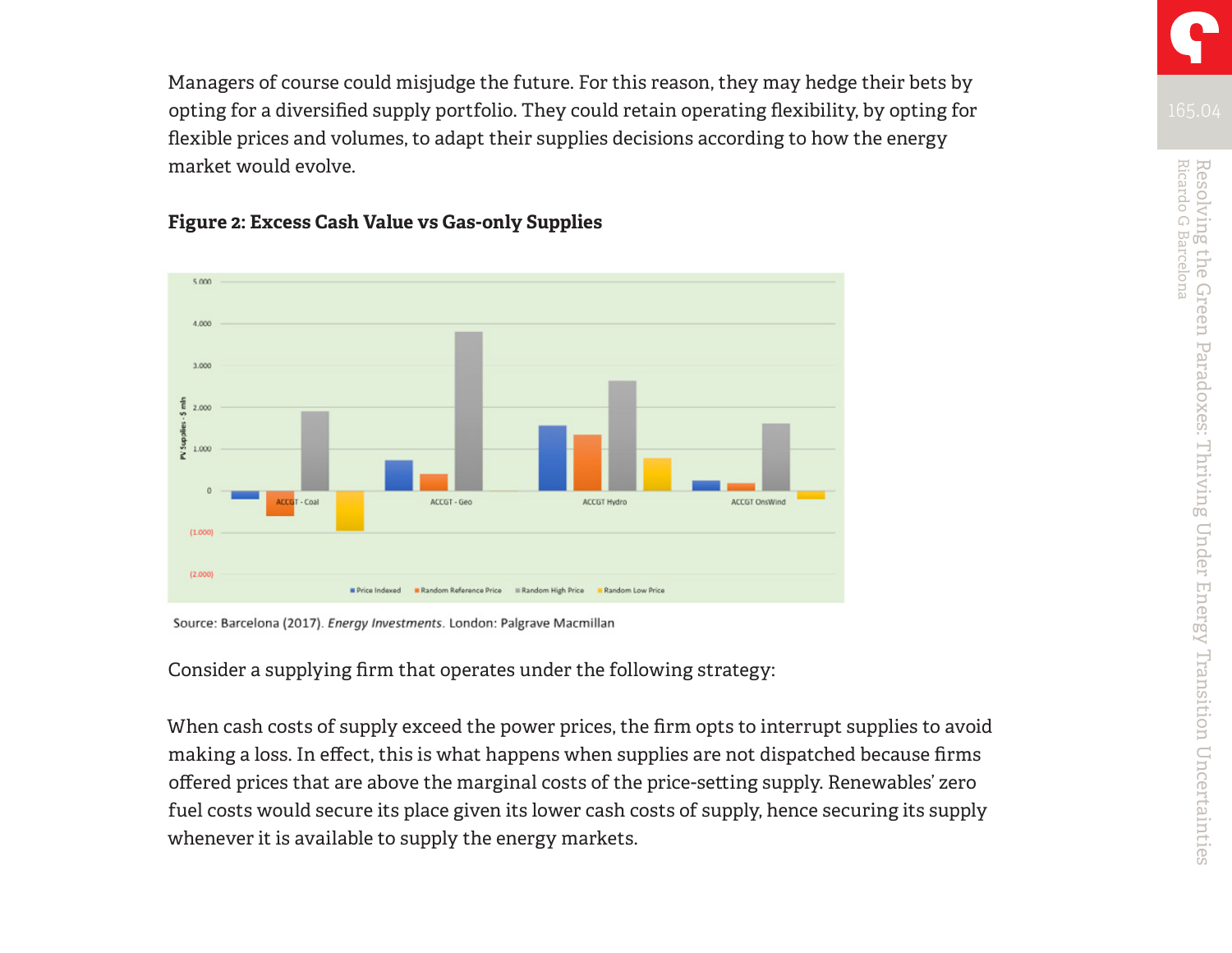Managers of course could misjudge the future. For this reason, they may hedge their bets by opting for a diversified supply portfolio. They could retain operating flexibility, by opting for flexible prices and volumes, to adapt their supplies decisions according to how the energy market would evolve.

**Figure 2: Excess Cash Value vs Gas-only Supplies**

Source: Barcelona (2017). *Energy Investments*. London: Palgrave Macmillan

Consider a supplying firm that operates under the following strategy:

When cash costs of supply exceed the power prices, the firm opts to interrupt supplies to avoid making a loss. In effect, this is what happens when supplies are not dispatched because firms offered prices that are above the marginal costs of the price-setting supply. Renewables' zero fuel costs would secure its place given its lower cash costs of supply, hence securing its supply whenever it is available to supply the energy markets.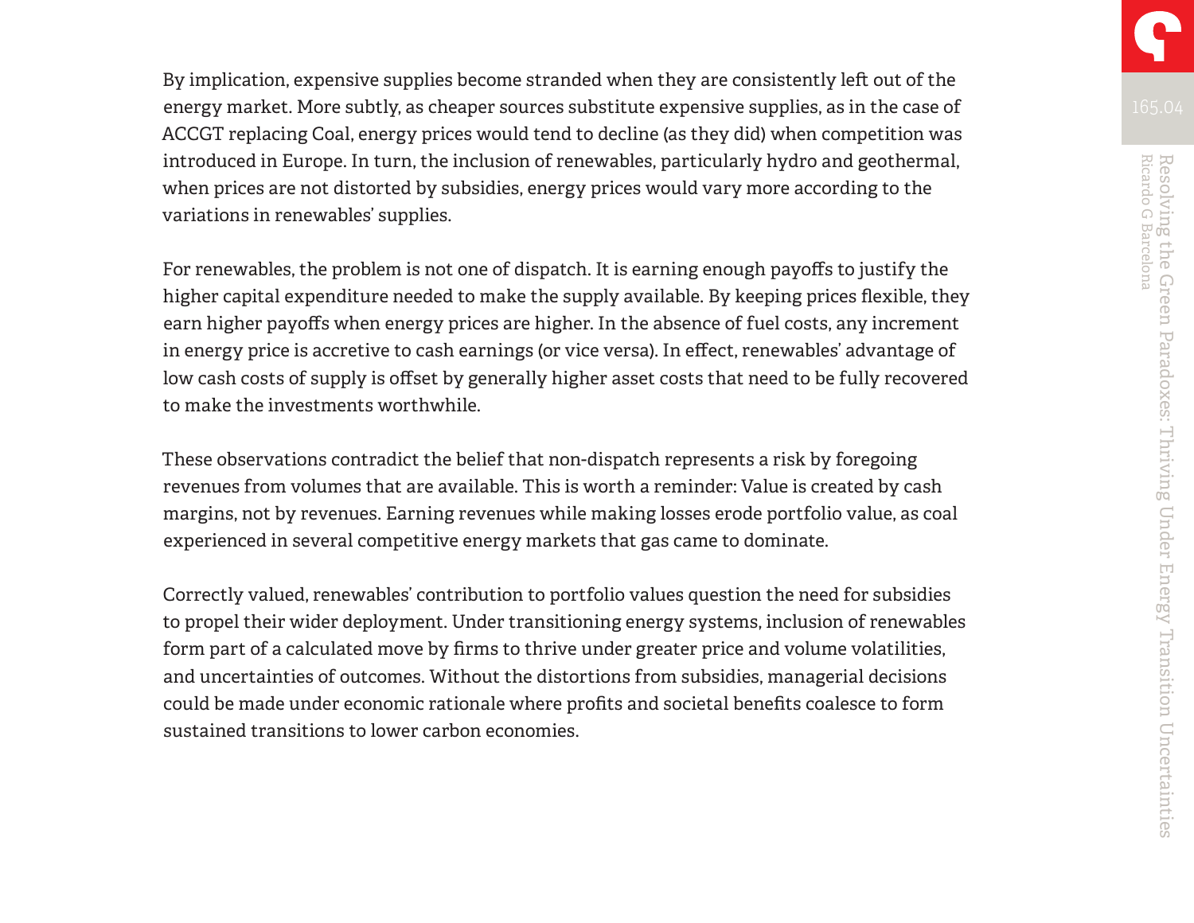By implication, expensive supplies become stranded when they are consistently left out of the energy market. More subtly, as cheaper sources substitute expensive supplies, as in the case of ACCGT replacing Coal, energy prices would tend to decline (as they did) when competition was introduced in Europe. In turn, the inclusion of renewables, particularly hydro and geothermal, when prices are not distorted by subsidies, energy prices would vary more according to the variations in renewables' supplies.

For renewables, the problem is not one of dispatch. It is earning enough payoffs to justify the higher capital expenditure needed to make the supply available. By keeping prices flexible, they earn higher payoffs when energy prices are higher. In the absence of fuel costs, any increment in energy price is accretive to cash earnings (or vice versa). In effect, renewables' advantage of low cash costs of supply is offset by generally higher asset costs that need to be fully recovered to make the investments worthwhile.

These observations contradict the belief that non-dispatch represents a risk by foregoing revenues from volumes that are available. This is worth a reminder: Value is created by cash margins, not by revenues. Earning revenues while making losses erode portfolio value, as coal experienced in several competitive energy markets that gas came to dominate.

Correctly valued, renewables' contribution to portfolio values question the need for subsidies to propel their wider deployment. Under transitioning energy systems, inclusion of renewables form part of a calculated move by firms to thrive under greater price and volume volatilities, and uncertainties of outcomes. Without the distortions from subsidies, managerial decisions could be made under economic rationale where profits and societal benefits coalesce to form sustained transitions to lower carbon economies.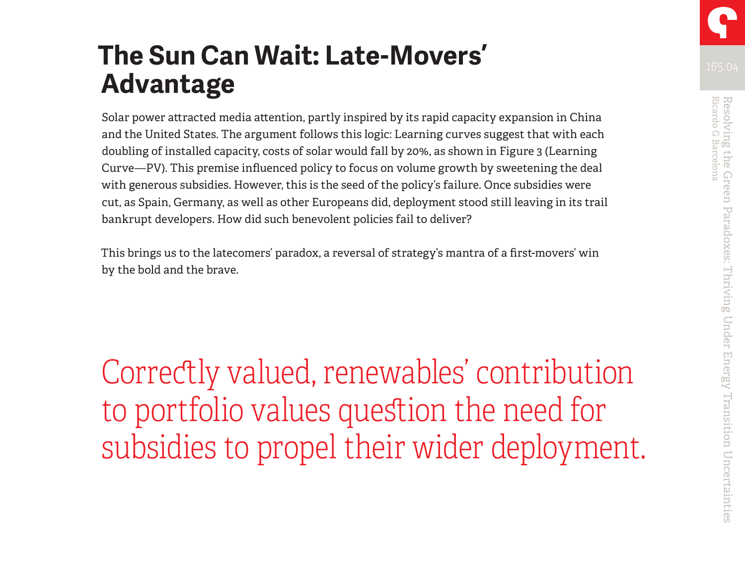# The Sun Can Wait: Late-Movers' Advantage

Solar power attracted media attention, partly inspired by its rapid capacity expansion in China and the United States. The argument follows this logic: Learning curves suggest that with each doubling of installed capacity, costs of solar would fall by 20%, as shown in Figure 3 (Learning Curve—PV). This premise influenced policy to focus on volume growth by sweetening the deal with generous subsidies. However, this is the seed of the policy's failure. Once subsidies were cut, as Spain, Germany, as well as other Europeans did, deployment stood still leaving in its trail bankrupt developers. How did such benevolent policies fail to deliver?

This brings us to the latecomers' paradox, a reversal of strategy's mantra of a first-movers' win by the bold and the brave.

> Correctly valued, renewables' contribution to portfolio values question the need for subsidies to propel their wider deployment.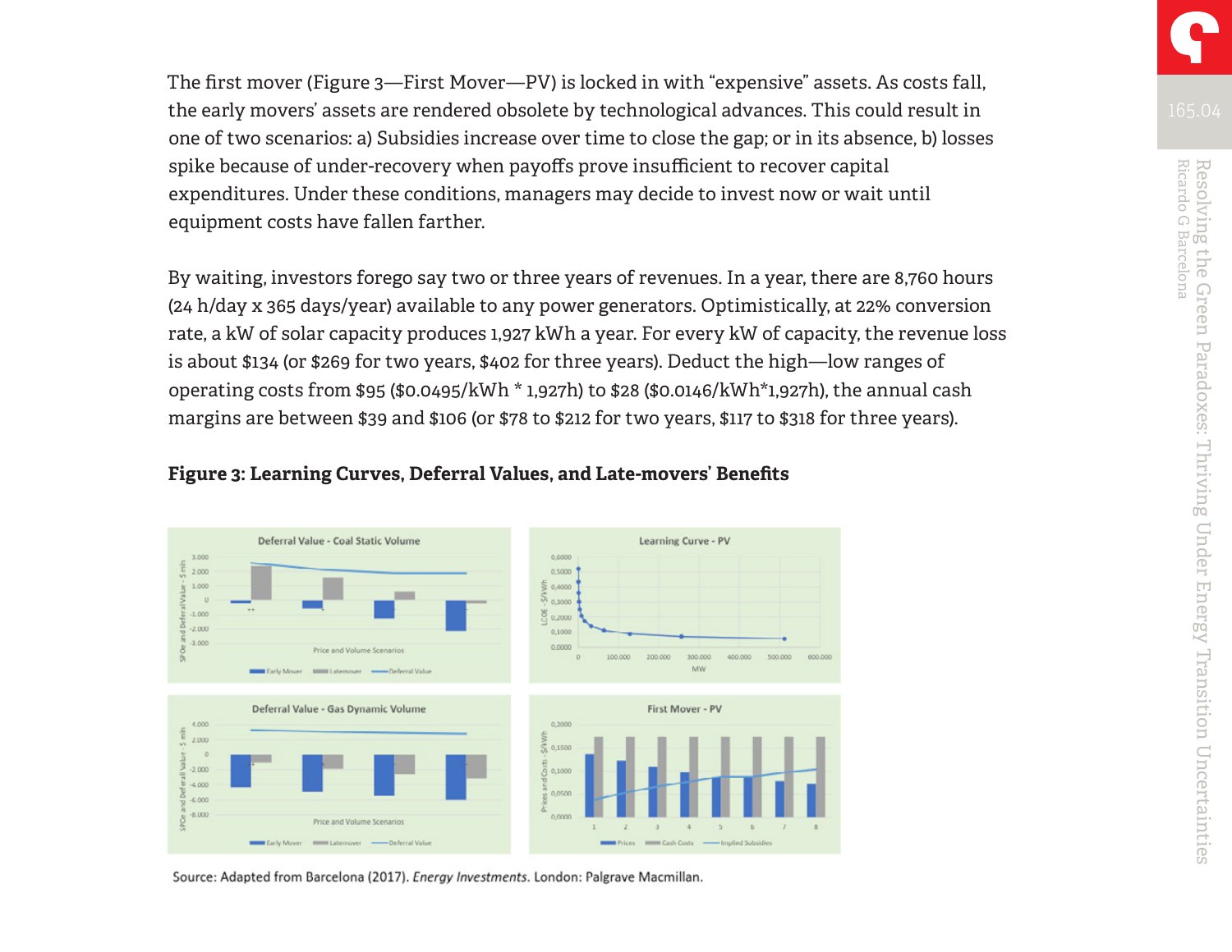The first mover (Figure 3—First Mover—PV) is locked in with "expensive" assets. As costs fall, the early movers' assets are rendered obsolete by technological advances. This could result in one of two scenarios: a) Subsidies increase over time to close the gap; or in its absence, b) losses spike because of under-recovery when payoffs prove insufficient to recover capital expenditures. Under these conditions, managers may decide to invest now or wait until equipment costs have fallen farther.

By waiting, investors forego say two or three years of revenues. In a year, there are 8,760 hours (24 h/day x 365 days/year) available to any power generators. Optimistically, at 22% conversion rate, a kW of solar capacity produces 1,927 kWh a year. For every kW of capacity, the revenue loss is about $134 (or $269 for two years, $402 for three years). Deduct the high—low ranges of operating costs from $95 ($0.0495/kWh * 1,927h) to $28 ($0.0146/kWh*1,927h), the annual cash margins are between $39 and $106 (or $78 to $212 for two years, $117 to $318 for three years).

**Figure 3: Learning Curves, Deferral Values, and Late-movers' Benefits**

Source: Adapted from Barcelona (2017). *Energy Investments*. London: Palgrave Macmillan.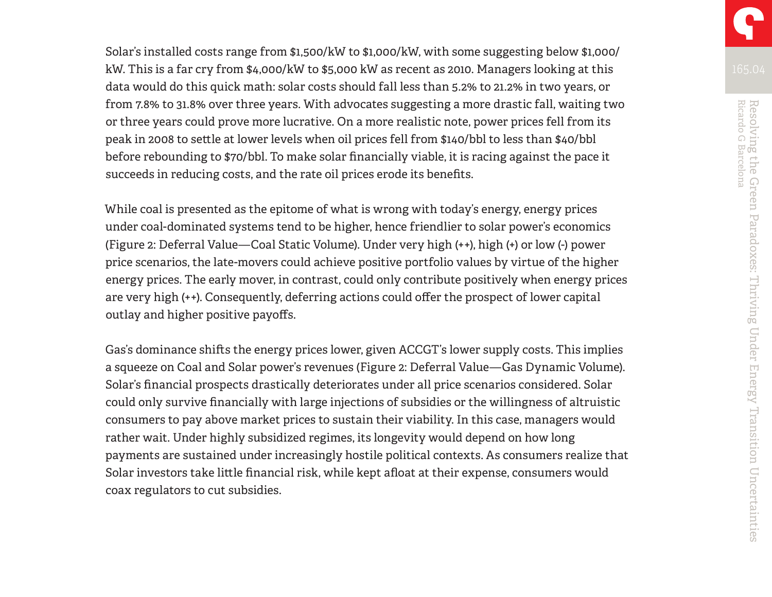Solar's installed costs range from $1,500/kW to $1,000/kW, with some suggesting below $1,000/kW. This is a far cry from $4,000/kW to $5,000 kW as recent as 2010. Managers looking at this data would do this quick math: solar costs should fall less than 5.2% to 21.2% in two years, or from 7.8% to 31.8% over three years. With advocates suggesting a more drastic fall, waiting two or three years could prove more lucrative. On a more realistic note, power prices fell from its peak in 2008 to settle at lower levels when oil prices fell from $140/bbl to less than $40/bbl before rebounding to $70/bbl. To make solar financially viable, it is racing against the pace it succeeds in reducing costs, and the rate oil prices erode its benefits.

While coal is presented as the epitome of what is wrong with today's energy, energy prices under coal-dominated systems tend to be higher, hence friendlier to solar power's economics (Figure 2: Deferral Value—Coal Static Volume). Under very high (++), high (+) or low (-) power price scenarios, the late-movers could achieve positive portfolio values by virtue of the higher energy prices. The early mover, in contrast, could only contribute positively when energy prices are very high (++). Consequently, deferring actions could offer the prospect of lower capital outlay and higher positive payoffs.

Gas's dominance shifts the energy prices lower, given ACCGT's lower supply costs. This implies a squeeze on Coal and Solar power's revenues (Figure 2: Deferral Value—Gas Dynamic Volume). Solar's financial prospects drastically deteriorates under all price scenarios considered. Solar could only survive financially with large injections of subsidies or the willingness of altruistic consumers to pay above market prices to sustain their viability. In this case, managers would rather wait. Under highly subsidized regimes, its longevity would depend on how long payments are sustained under increasingly hostile political contexts. As consumers realize that Solar investors take little financial risk, while kept afloat at their expense, consumers would coax regulators to cut subsidies.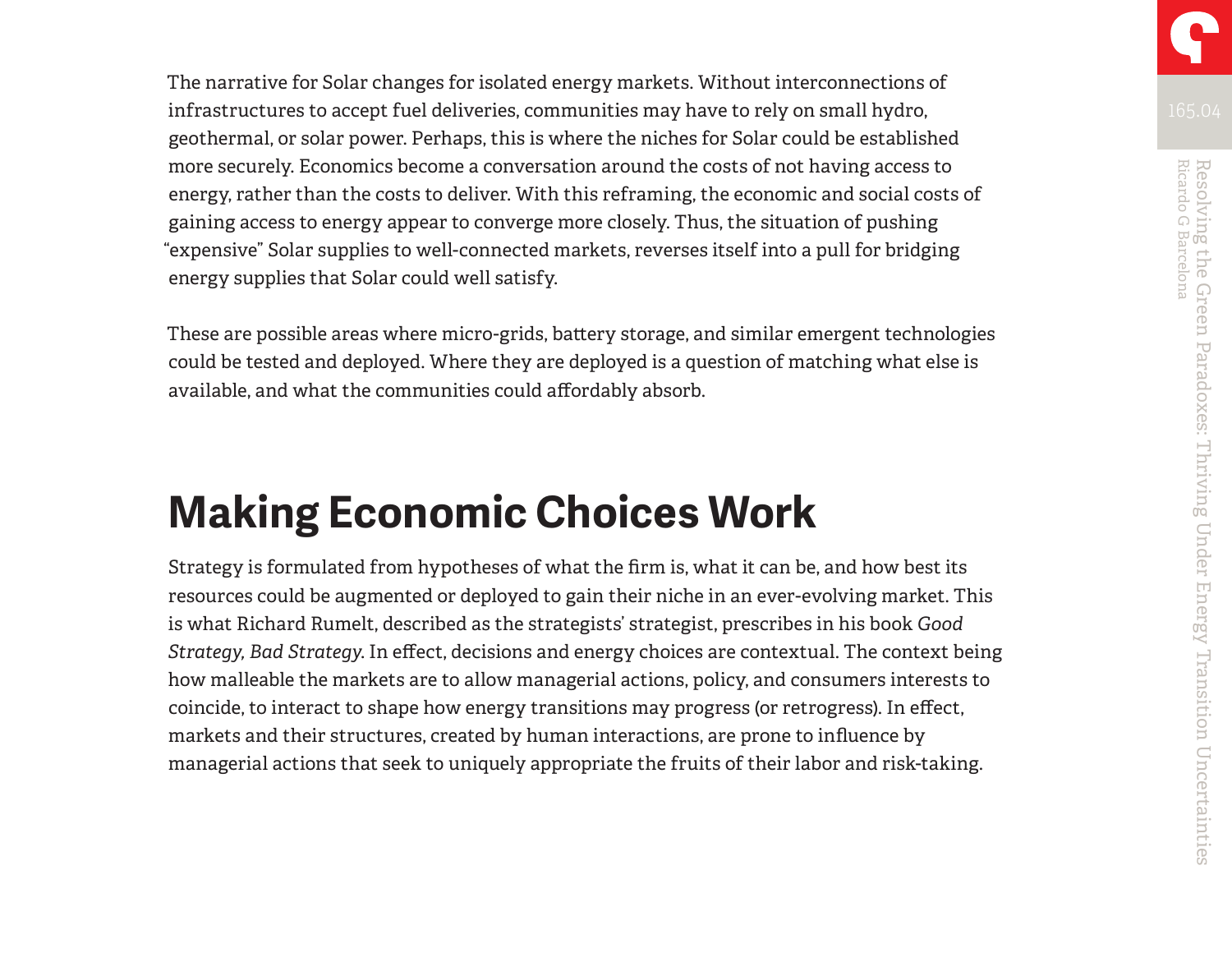The narrative for Solar changes for isolated energy markets. Without interconnections of infrastructures to accept fuel deliveries, communities may have to rely on small hydro, geothermal, or solar power. Perhaps, this is where the niches for Solar could be established more securely. Economics become a conversation around the costs of not having access to energy, rather than the costs to deliver. With this reframing, the economic and social costs of gaining access to energy appear to converge more closely. Thus, the situation of pushing "expensive" Solar supplies to well-connected markets, reverses itself into a pull for bridging energy supplies that Solar could well satisfy.

These are possible areas where micro-grids, battery storage, and similar emergent technologies could be tested and deployed. Where they are deployed is a question of matching what else is available, and what the communities could affordably absorb.

## Making Economic Choices Work

Strategy is formulated from hypotheses of what the firm is, what it can be, and how best its resources could be augmented or deployed to gain their niche in an ever-evolving market. This is what Richard Rumelt, described as the strategists' strategist, prescribes in his book *Good Strategy, Bad Strategy*. In effect, decisions and energy choices are contextual. The context being how malleable the markets are to allow managerial actions, policy, and consumers interests to coincide, to interact to shape how energy transitions may progress (or retrogress). In effect, markets and their structures, created by human interactions, are prone to influence by managerial actions that seek to uniquely appropriate the fruits of their labor and risk-taking.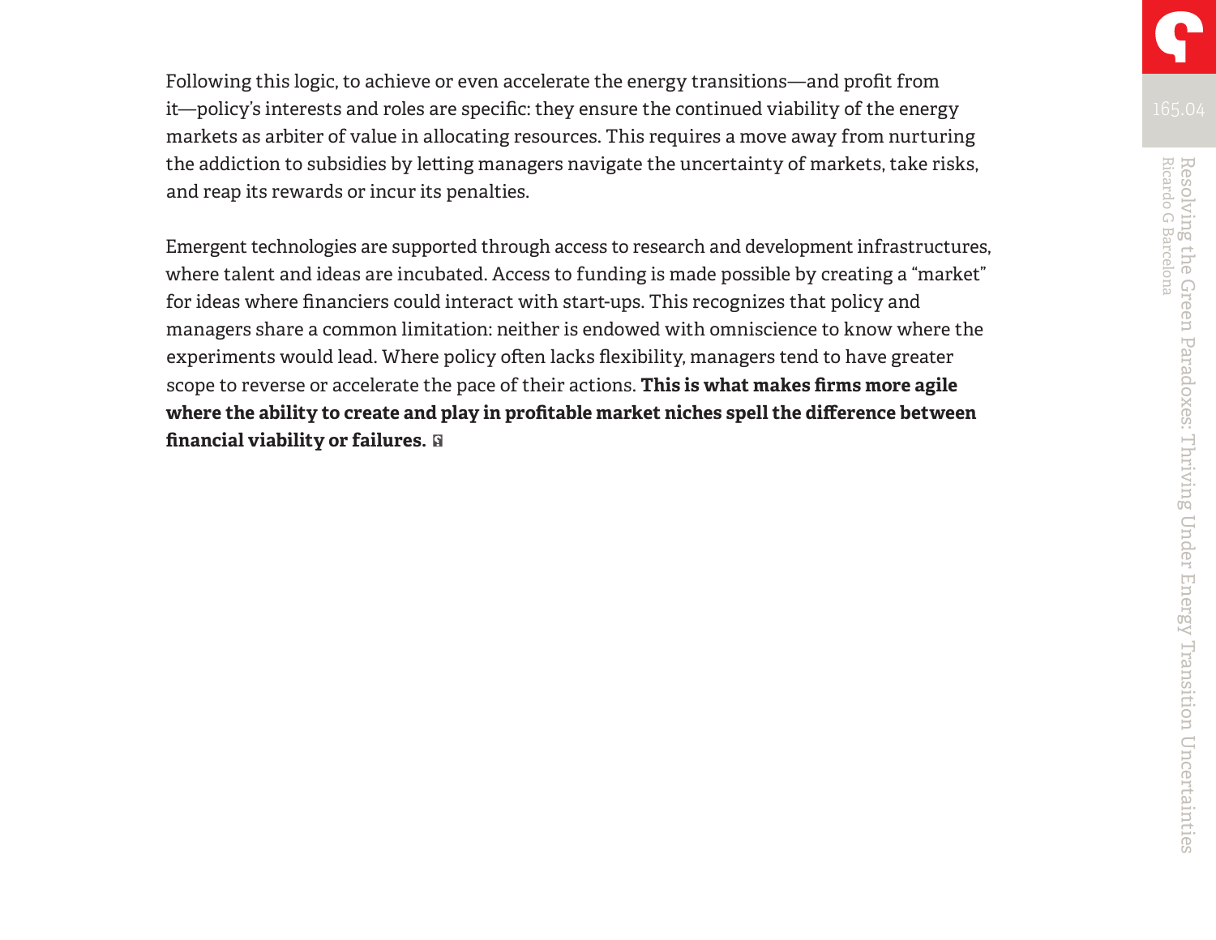Following this logic, to achieve or even accelerate the energy transitions—and profit from it—policy's interests and roles are specific: they ensure the continued viability of the energy markets as arbiter of value in allocating resources. This requires a move away from nurturing the addiction to subsidies by letting managers navigate the uncertainty of markets, take risks, and reap its rewards or incur its penalties.

Emergent technologies are supported through access to research and development infrastructures, where talent and ideas are incubated. Access to funding is made possible by creating a "market" for ideas where financiers could interact with start-ups. This recognizes that policy and managers share a common limitation: neither is endowed with omniscience to know where the experiments would lead. Where policy often lacks flexibility, managers tend to have greater scope to reverse or accelerate the pace of their actions. **This is what makes firms more agile where the ability to create and play in profitable market niches spell the difference between financial viability or failures.**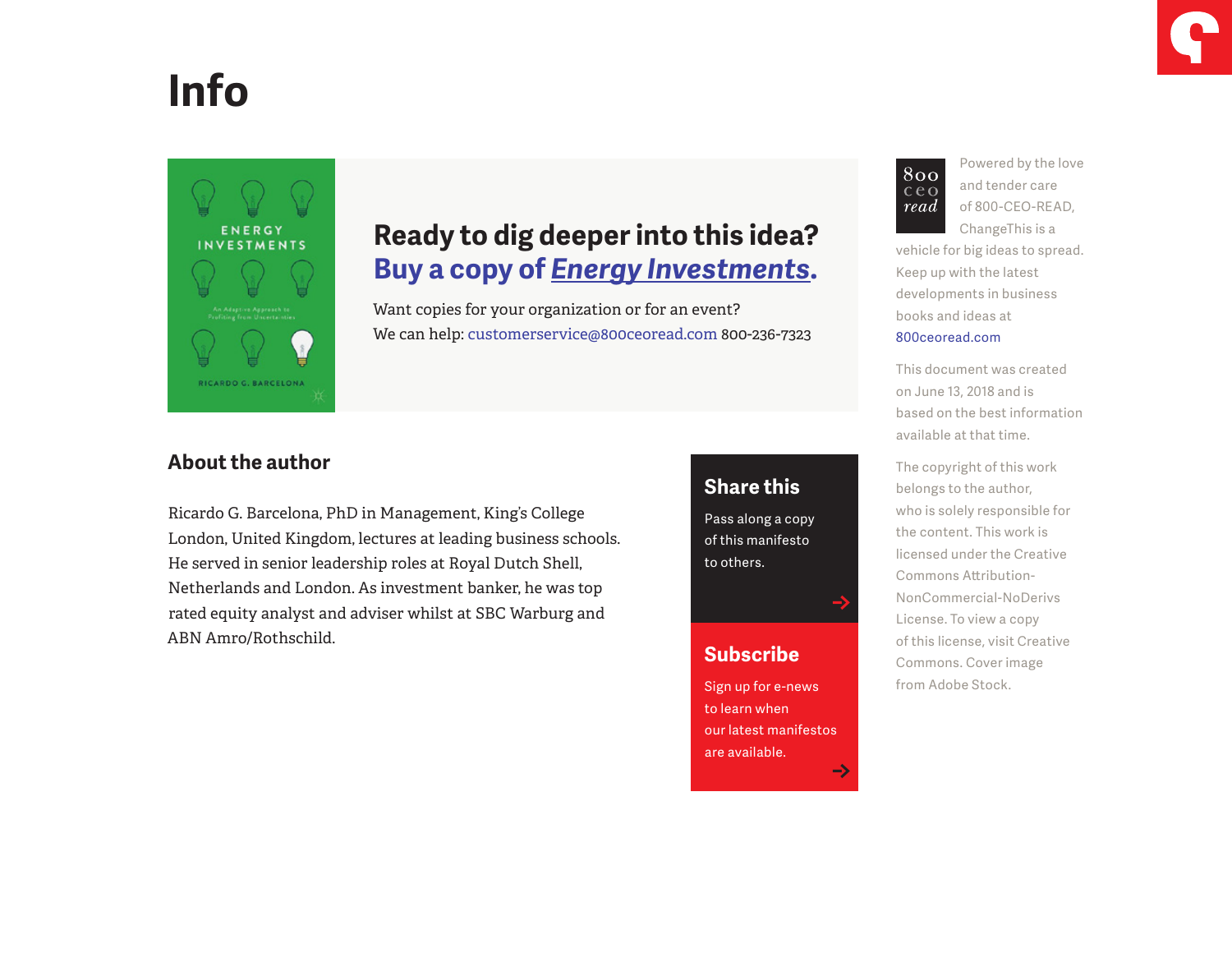# Info

## Ready to dig deeper into this idea?

## Buy a copy of *Energy Investments*.

Want copies for your organization or for an event?
We can help: customerservice@800ceoread.com 800-236-7323

### About the author

Ricardo G. Barcelona, PhD in Management, King's College London, United Kingdom, lectures at leading business schools. He served in senior leadership roles at Royal Dutch Shell, Netherlands and London. As investment banker, he was top rated equity analyst and adviser whilst at SBC Warburg and ABN Amro/Rothschild.

### Share this

Pass along a copy of this manifesto to others.

### Subscribe

Sign up for e-news to learn when our latest manifestos are available.

Powered by the love and tender care of 800-CEO-READ, ChangeThis is a vehicle for big ideas to spread. Keep up with the latest developments in business books and ideas at 800ceoread.com

This document was created on June 13, 2018 and is based on the best information available at that time.

The copyright of this work belongs to the author, who is solely responsible for the content. This work is licensed under the Creative Commons Attribution-NonCommercial-NoDerivs License. To view a copy of this license, visit Creative Commons. Cover image from Adobe Stock.